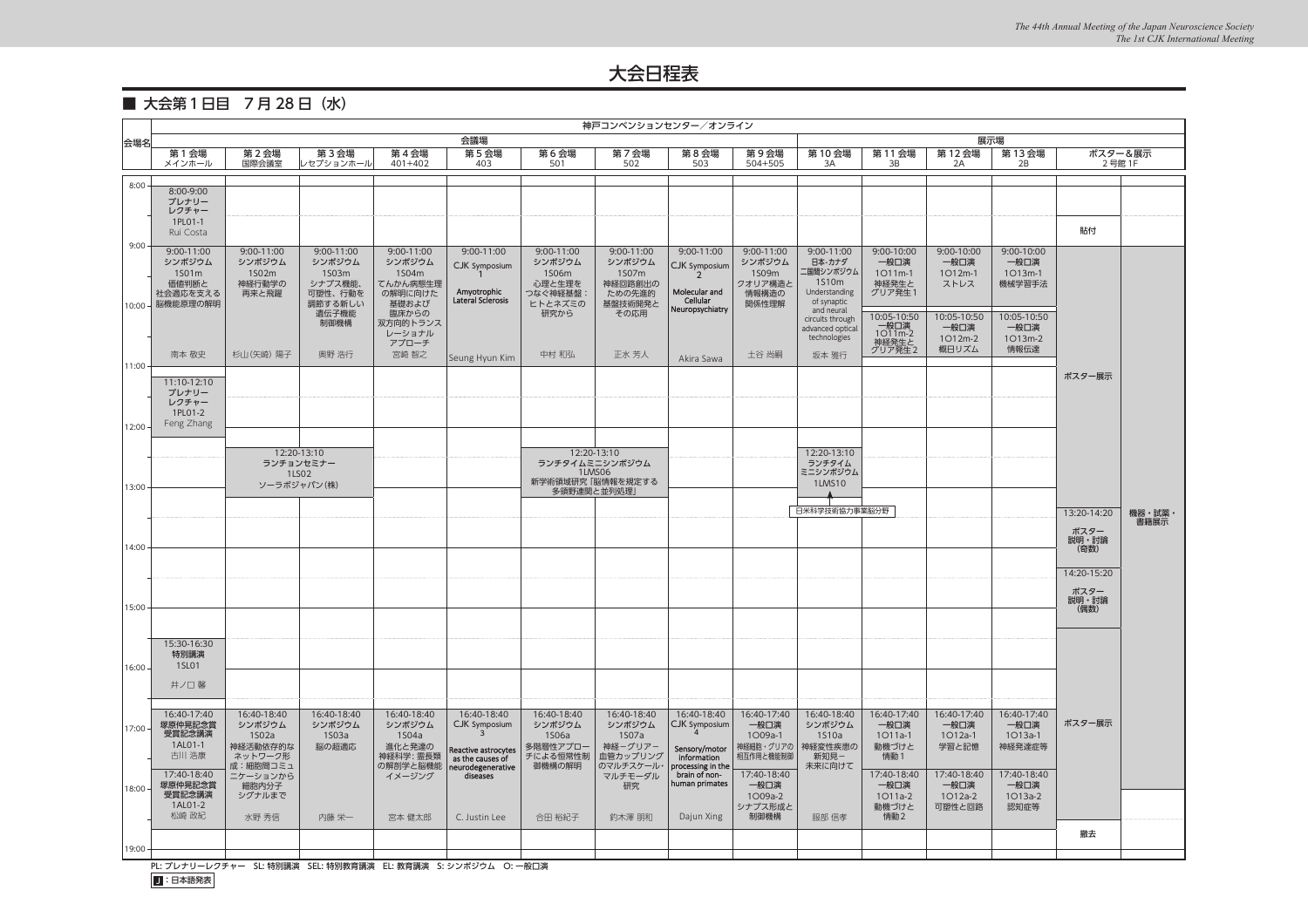# 大会日程表

## ■ 大会第1日目　7月28日（水）

神戸コンベンションセンター／オンライン

| 会場名 | 会議場 | | | | | | | | | 展示場 | | | | | |
|---|---|---|---|---|---|---|---|---|---|---|---|---|---|---|---|
| | 第1会場 メインホール | 第2会場 国際会議室 | 第3会場 レセプションホール | 第4会場 401+402 | 第5会場 403 | 第6会場 501 | 第7会場 502 | 第8会場 503 | 第9会場 504+505 | 第10会場 3A | 第11会場 3B | 第12会場 2A | 第13会場 2B | ポスター&展示 2号館1F | |
| 8:00 | 8:00-9:00 プレナリーレクチャー 1PL01-1 Rui Costa | | | | | | | | | | | | | 貼付 | |
| 9:00 | 9:00-11:00 シンポジウム 1S01m 価値判断と社会適応を支える脳機能原理の解明 南本 敬史 | 9:00-11:00 シンポジウム 1S02m 神経行動学の再来と飛躍 杉山(矢崎) 陽子 | 9:00-11:00 シンポジウム 1S03m シナプス機能、可塑性、行動を調節する新しい遺伝子機能制御機構 奥野 浩行 | 9:00-11:00 シンポジウム 1S04m てんかん病態生理の解明に向けた基礎および臨床からの双方向的トランスレーショナルアプローチ 宮崎 智之 | 9:00-11:00 CJK Symposium 1 Amyotrophic Lateral Sclerosis Seung Hyun Kim | 9:00-11:00 シンポジウム 1S06m 心理と生理をつなぐ神経基盤：ヒトとネズミの研究から 中村 和弘 | 9:00-11:00 シンポジウム 1S07m 神経回路創出のための先進的基盤技術開発とその応用 正水 芳人 | 9:00-11:00 CJK Symposium 2 Molecular and Cellular Neuropsychiatry Akira Sawa | 9:00-11:00 シンポジウム 1S09m クオリア構造と情報構造の関係性理解 土谷 尚嗣 | 9:00-11:00 日本-カナダ二国間シンポジウム 1S10m Understanding of synaptic and neural circuits through advanced optical technologies 坂本 雅行 | 9:00-10:00 一般口演 1O11m-1 神経発生とグリア発生1 | 9:00-10:00 一般口演 1O12m-1 ストレス | 9:00-10:00 一般口演 1O13m-1 機械学習手法 | ポスター展示 | |
| 10:00 | | | | | | | | | | | 10:05-10:50 一般口演 1O11m-2 神経発生とグリア発生2 | 10:05-10:50 一般口演 1O12m-2 概日リズム | 10:05-10:50 一般口演 1O13m-2 情報伝達 | | |
| 11:00 | 11:10-12:10 プレナリーレクチャー 1PL01-2 Feng Zhang | | | | | | | | | | | | | | |
| 12:00 | | 12:20-13:10 ランチョンセミナー 1LS02 ソーラボジャパン(株) | | | | 12:20-13:10 ランチタイムミニシンポジウム 1LMS06 新学術領域研究「脳情報を規定する多領野連関と並列処理」 | | | | 12:20-13:10 ランチタイムミニシンポジウム 1LMS10 日米科学技術協力事業脳分野 | | | | | |
| 13:00 | | | | | | | | | | | | | | 13:20-14:20 ポスター説明・討論（奇数） | 機器・試薬・書籍展示 |
| 14:00 | | | | | | | | | | | | | | 14:20-15:20 ポスター説明・討論（偶数） | |
| 15:00 | 15:30-16:30 特別講演 1SL01 井ノ口 馨 | | | | | | | | | | | | | | |
| 16:00 | 16:40-17:40 塚原仲晃記念賞受賞記念講演 1AL01-1 古川 浩康 | 16:40-18:40 シンポジウム 1S02a 神経活動依存的なネットワーク形成：細胞間コミュニケーションから細胞内分子シグナルまで 水野 秀信 | 16:40-18:40 シンポジウム 1S03a 脳の超適応 内藤 栄一 | 16:40-18:40 シンポジウム 1S04a 進化と発達の神経科学：霊長類の解剖学と脳機能イメージング 宮本 健太郎 | 16:40-18:40 CJK Symposium 3 Reactive astrocytes as the causes of neurodegenerative diseases C. Justin Lee | 16:40-18:40 シンポジウム 1S06a 多階層性アプローチによる恒常性制御機構の解明 合田 裕紀子 | 16:40-18:40 シンポジウム 1S07a 神経－グリア－血管カップリングのマルチスケール・マルチモーダル研究 釣木澤 朋和 | 16:40-18:40 CJK Symposium 4 Sensory/motor information processing in the brain of non-human primates Dajun Xing | 16:40-17:40 一般口演 1O09a-1 神経細胞・グリアの相互作用と機能制御 | 16:40-18:40 シンポジウム 1S10a 神経変性疾患の新知見ー未来に向けて 服部 信孝 | 16:40-17:40 一般口演 1O11a-1 動機づけと情動1 | 16:40-17:40 一般口演 1O12a-1 学習と記憶 | 16:40-17:40 一般口演 1O13a-1 神経発達症等 | ポスター展示 | |
| 17:00 | 17:40-18:40 塚原仲晃記念賞受賞記念講演 1AL01-2 松崎 政紀 | | | | | | | | 17:40-18:40 一般口演 1O09a-2 シナプス形成と制御機構 | | 17:40-18:40 一般口演 1O11a-2 動機づけと情動2 | 17:40-18:40 一般口演 1O12a-2 可塑性と回路 | 17:40-18:40 一般口演 1O13a-2 認知症等 | | |
| 18:00 | | | | | | | | | | | | | | 撤去 | |
| 19:00 | | | | | | | | | | | | | | | |

PL: プレナリーレクチャー　SL: 特別講演　SEL: 特別教育講演　EL: 教育講演　S: シンポジウム　O: 一般口演

J：日本語発表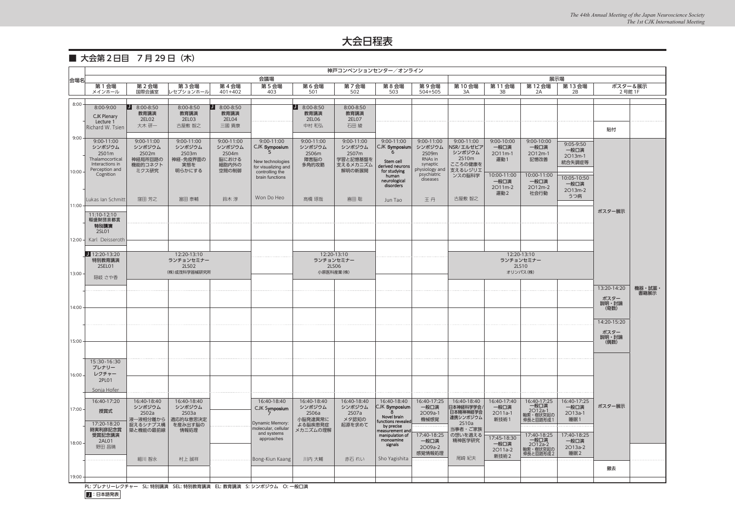# 大会日程表

## ■ 大会第2日目　7月29日（木）

神戸コンベンションセンター／オンライン

| 会場名 | 第1会場 メインホール | 第2会場 国際会議室 | 第3会場 レセプションホール | 第4会場 401+402 | 第5会場 403 | 第6会場 501 | 第7会場 502 | 第8会場 503 | 第9会場 504+505 | 第10会場 3A | 第11会場 3B | 第12会場 2A | 第13会場 2B | ポスター&展示 2号館1F | |
|---|---|---|---|---|---|---|---|---|---|---|---|---|---|---|---|
| 8:00 | 8:00-9:00 CJK Plenary Lecture 1 Richard W. Tsien | J 8:00-8:50 教育講演 2EL02 大木 研一 | 8:00-8:50 教育講演 2EL03 古屋敷 智之 | J 8:00-8:50 教育講演 2EL04 三國 貴康 | | J 8:00-8:50 教育講演 2EL06 中村 和弘 | 8:00-8:50 教育講演 2EL07 石田 綾 | | | | | | | 貼付 | |
| 9:00 | 9:00-11:00 シンポジウム 2S01m Thalamocortical Interactions in Perception and Cognition Lukas Ian Schmitt | 9:00-11:00 シンポジウム 2S02m 神経局所回路の機能的コネクトミクス研究 窪田 芳之 | 9:00-11:00 シンポジウム 2S03m 神経-免疫界面の実態を明らかにする 富田 泰輔 | 9:00-11:00 シンポジウム 2S04m 脳における細胞内外の空間の制御 鈴木 淳 | 9:00-11:00 CJK Symposium 5 New technologies for visualizing and controlling the brain functions Won Do Heo | 9:00-11:00 シンポジウム 2S06m 障害脳の多角的攻略 高橋 琢哉 | 9:00-11:00 シンポジウム 2S07m 学習と記憶基盤を支えるメカニズム解明の新展開 喜田 聡 | 9:00-11:00 CJK Symposium 6 Stem cell derived neurons for studying human neurological disorders Jun Tao | 9:00-11:00 シンポジウム 2S09m RNAs in synaptic physiology and psychiatric diseases 王 丹 | 9:00-11:00 NSR/エルゼビアシンポジウム 2S10m こころの健康を支えるレジリエンスの脳科学 古屋敷 智之 | 9:00-10:00 一般口演 2O11m-1 運動1 / 10:00-11:00 一般口演 2O11m-2 運動2 | 9:00-10:00 一般口演 2O12m-1 記憶改善 / 10:00-11:00 一般口演 2O12m-2 社会行動 | 9:05-9:50 一般口演 2O13m-1 統合失調症等 / 10:05-10:50 一般口演 2O13m-2 うつ病 | ポスター展示 | |
| 11:00 | 11:10-12:10 稲盛財団京都賞特別講演 2SL01 Karl Deisseroth | | | | | | | | | | | | | | |
| 12:20 | J 12:20-13:20 特別教育講演 2SEL01 隠岐 さや香 | 12:20-13:10 ランチョンセミナー 2LS02 (株)成茂科学器械研究所 | | | | 12:20-13:10 ランチョンセミナー 2LS06 小原医科産業(株) | | | | 12:20-13:10 ランチョンセミナー 2LS10 オリンパス(株) | | | | | |
| 13:20 | | | | | | | | | | | | | | 13:20-14:20 ポスター説明・討論（奇数） | 機器・試薬・書籍展示 |
| 14:20 | | | | | | | | | | | | | | 14:20-15:20 ポスター説明・討論（偶数） | |
| 15:30 | 15:30-16:30 プレナリーレクチャー 2PL01 Sonja Hofer | | | | | | | | | | | | | | |
| 16:40 | 16:40-17:20 授賞式 / 17:20-18:20 時実利彦記念賞受賞記念講演 2AL01 野田 昌晴 | 16:40-18:40 シンポジウム 2S02a 液—液相分離から捉えるシナプス構築と機能の最前線 細川 智永 | 16:40-18:40 シンポジウム 2S03a 適応的な意思決定を産み出す脳の情報処理 村上 誠祥 | | 16:40-18:40 CJK Symposium 7 Dynamic Memory: molecular, cellular and systems approaches Bong-Kiun Kaang | 16:40-18:40 シンポジウム 2S06a 小脳発達異常による脳疾患発症メカニズムの理解 川内 大輔 | 16:40-18:40 シンポジウム 2S07a メタ認知の起源を求めて 赤石 れい | 16:40-18:40 CJK Symposium 8 Novel brain functions revealed by precise measurement and manipulation of monoamine signals Sho Yagishita | 16:40-17:25 一般口演 2O09a-1 機械感覚 / 17:40-18:25 一般口演 2O09a-2 感覚情報処理 | 16:40-18:40 日本神経科学学会/日本精神神経学会連携シンポジウム 2S10a 当事者・ご家族の想いを遂える精神医学研究 尾崎 紀夫 | 16:40-17:40 一般口演 2O11a-1 新技術1 / 17:45-18:30 一般口演 2O11a-2 新技術2 | 16:40-17:25 一般口演 2O12a-1 軸索・樹状突起の伸長と回路形成1 / 17:40-18:25 一般口演 2O12a-2 軸索・樹状突起の伸長と回路形成2 | 16:40-17:25 一般口演 2O13a-1 睡眠1 / 17:40-18:25 一般口演 2O13a-2 睡眠2 | ポスター展示 | |
| 19:00 | | | | | | | | | | | | | | 撤去 | |

PL: プレナリーレクチャー　SL: 特別講演　SEL: 特別教育講演　EL: 教育講演　S: シンポジウム　O: 一般口演

J：日本語発表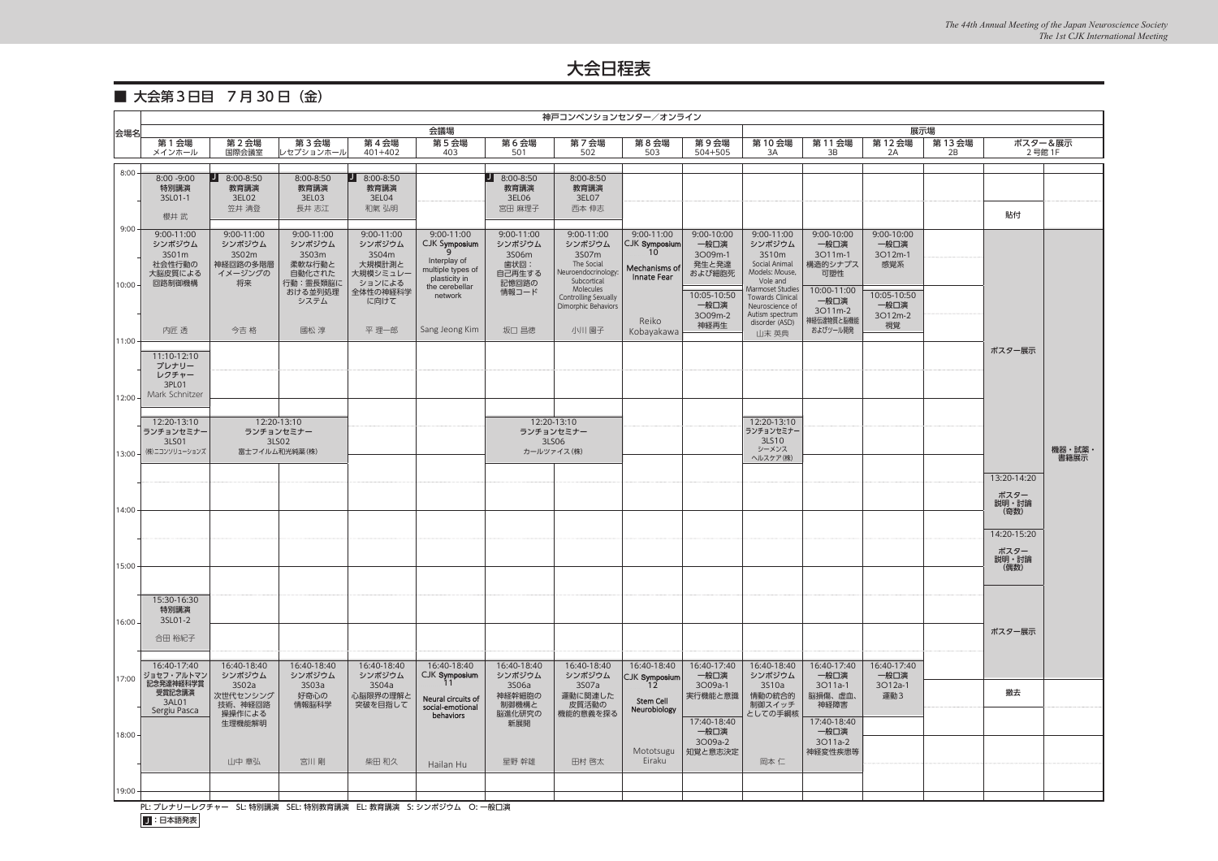# 大会日程表

## ■ 大会第3日目　7月30日（金）

神戸コンベンションセンター／オンライン

| 会場名 | 第1会場 メインホール | 第2会場 国際会議室 | 第3会場 レセプションホール | 第4会場 401+402 | 第5会場 403 | 第6会場 501 | 第7会場 502 | 第8会場 503 | 第9会場 504+505 | 第10会場 3A | 第11会場 3B | 第12会場 2A | 第13会場 2B | ポスター&展示 2号館1F | |
|---|---|---|---|---|---|---|---|---|---|---|---|---|---|---|---|
| | 会議場 | | | | | | | | | 展示場 | | | | | |
| 8:00 | 8:00-9:00 特別講演 3SL01-1 櫻井 武 | J 8:00-8:50 教育講演 3EL02 笠井 清登 | 8:00-8:50 教育講演 3EL03 長井 志江 | J 8:00-8:50 教育講演 3EL04 和氣 弘明 | | J 8:00-8:50 教育講演 3EL06 宮田 麻理子 | 8:00-8:50 教育講演 3EL07 西本 伸志 | | | | | | | 貼付 | |
| 9:00 | 9:00-11:00 シンポジウム 3S01m 社会性行動の大脳皮質による回路制御機構 内匠 透 | 9:00-11:00 シンポジウム 3S02m 神経回路の多階層イメージングの将来 今吉 格 | 9:00-11:00 シンポジウム 3S03m 柔軟な行動と自動化された行動：霊長類脳における並列処理システム 國松 淳 | 9:00-11:00 シンポジウム 3S04m 大規模計測と大規模シミュレーションによる全体性の神経科学に向けて 平 理一郎 | 9:00-11:00 CJK Symposium 9 Interplay of multiple types of plasticity in the cerebellar network Sang Jeong Kim | 9:00-11:00 シンポジウム 3S06m 歯状回：自己再生する記憶回路の情報コード 坂口 昌徳 | 9:00-11:00 シンポジウム 3S07m The Social Neuroendocrinology: Subcortical Molecules Controlling Sexually Dimorphic Behaviors 小川 園子 | 9:00-11:00 CJK Symposium 10 Mechanisms of Innate Fear Reiko Kobayakawa | 9:00-10:00 一般口演 3O09m-1 発生と発達および細胞死 | 9:00-11:00 シンポジウム 3S10m Social Animal Models: Mouse, Vole and Marmoset Studies Towards Clinical Neuroscience of Autism spectrum disorder (ASD) 山末 英典 | 9:00-10:00 一般口演 3O11m-1 構造的シナプス可塑性 | 9:00-10:00 一般口演 3O12m-1 感覚系 | | | |
| 10:00 | | | | | | | | | 10:05-10:50 一般口演 3O09m-2 神経再生 | | 10:00-11:00 一般口演 3O11m-2 神経伝達物質と脳機能およびツール開発 | 10:05-10:50 一般口演 3O12m-2 視覚 | | | |
| 11:00 | 11:10-12:10 プレナリーレクチャー 3PL01 Mark Schnitzer | | | | | | | | | | | | | ポスター展示 | 機器・試薬・書籍展示 |
| 12:20 | 12:20-13:10 ランチョンセミナー 3LS01 (株)ニコンソリューションズ | 12:20-13:10 ランチョンセミナー 3LS02 富士フイルム和光純薬(株) | | | | 12:20-13:10 ランチョンセミナー 3LS06 カールツァイス(株) | | | | 12:20-13:10 ランチョンセミナー 3LS10 シーメンスヘルスケア(株) | | | | | |
| 13:20 | | | | | | | | | | | | | | 13:20-14:20 ポスター説明・討論（奇数） | |
| 14:20 | | | | | | | | | | | | | | 14:20-15:20 ポスター説明・討論（偶数） | |
| 15:30 | 15:30-16:30 特別講演 3SL01-2 合田 裕紀子 | | | | | | | | | | | | | ポスター展示 | |
| 16:40 | 16:40-17:40 ジョセフ・アルトマン記念発達神経科学賞受賞記念講演 3AL01 Sergiu Pasca | 16:40-18:40 シンポジウム 3S02a 次世代センシング技術、神経回路操作による生理機能解明 山中 章弘 | 16:40-18:40 シンポジウム 3S03a 好奇心の情報脳科学 宮川 剛 | 16:40-18:40 シンポジウム 3S04a 心脳限界の理解と突破を目指して 柴田 和久 | 16:40-18:40 CJK Symposium 11 Neural circuits of social-emotional behaviors Hailan Hu | 16:40-18:40 シンポジウム 3S06a 神経幹細胞の制御機構と脳進化研究の新展開 星野 幹雄 | 16:40-18:40 シンポジウム 3S07a 運動に関連した皮質活動の機能的意義を探る 田村 啓太 | 16:40-18:40 CJK Symposium 12 Stem Cell Neurobiology Mototsugu Eiraku | 16:40-17:40 一般口演 3O09a-1 実行機能と意識 | 16:40-18:40 シンポジウム 3S10a 情動の統合的制御スイッチとしての手綱核 岡本 仁 | 16:40-17:40 一般口演 3O11a-1 脳損傷、虚血、神経障害 | 16:40-17:40 一般口演 3O12a-1 運動3 | | 撤去 | |
| 17:40 | | | | | | | | | 17:40-18:40 一般口演 3O09a-2 知覚と意志決定 | | 17:40-18:40 一般口演 3O11a-2 神経変性疾患等 | | | | |
| 19:00 | | | | | | | | | | | | | | | |

PL: プレナリーレクチャー　SL: 特別講演　SEL: 特別教育講演　EL: 教育講演　S: シンポジウム　O: 一般口演

J：日本語発表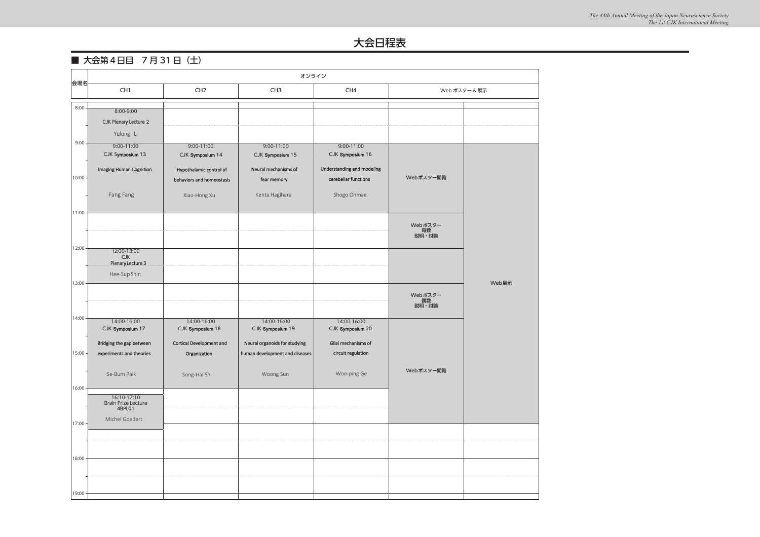# 大会日程表

## ■ 大会第4日目　7月31日（土）

| 会場名 | オンライン | | | | | |
|---|---|---|---|---|---|---|
| | CH1 | CH2 | CH3 | CH4 | Web ポスター & 展示 | |
| 8:00 | 8:00-9:00<br>CJK Plenary Lecture 2<br>Yulong Li | | | | | |
| 9:00 | 9:00-11:00<br>CJK Symposium 13<br>Imaging Human Cognition<br>Fang Fang | 9:00-11:00<br>CJK Symposium 14<br>Hypothalamic control of behaviors and homeostasis<br>Xiao-Hong Xu | 9:00-11:00<br>CJK Symposium 15<br>Neural mechanisms of fear memory<br>Kenta Hagihara | 9:00-11:00<br>CJK Symposium 16<br>Understanding and modeling cerebellar functions<br>Shogo Ohmae | Webポスター閲覧 | Web展示 |
| 11:00 | | | | | Webポスター<br>奇数<br>説明・討論 | |
| 12:00 | 12:00-13:00<br>CJK<br>Plenary Lecture 3<br>Hee-Sup Shin | | | | | |
| 13:00 | | | | | Webポスター<br>偶数<br>説明・討論 | |
| 14:00 | 14:00-16:00<br>CJK Symposium 17<br>Bridging the gap between experiments and theories<br>Se-Bum Paik | 14:00-16:00<br>CJK Symposium 18<br>Cortical Development and Organization<br>Song-Hai Shi | 14:00-16:00<br>CJK Symposium 19<br>Neural organoids for studying human development and diseases<br>Woong Sun | 14:00-16:00<br>CJK Symposium 20<br>Glial mechanisms of circuit regulation<br>Woo-ping Ge | Webポスター閲覧 | |
| 16:00 | 16:10-17:10<br>Brain Prize Lecture<br>4BPL01<br>Michel Goedert | | | | | |
| 17:00 | | | | | | |
| 18:00 | | | | | | |
| 19:00 | | | | | | |